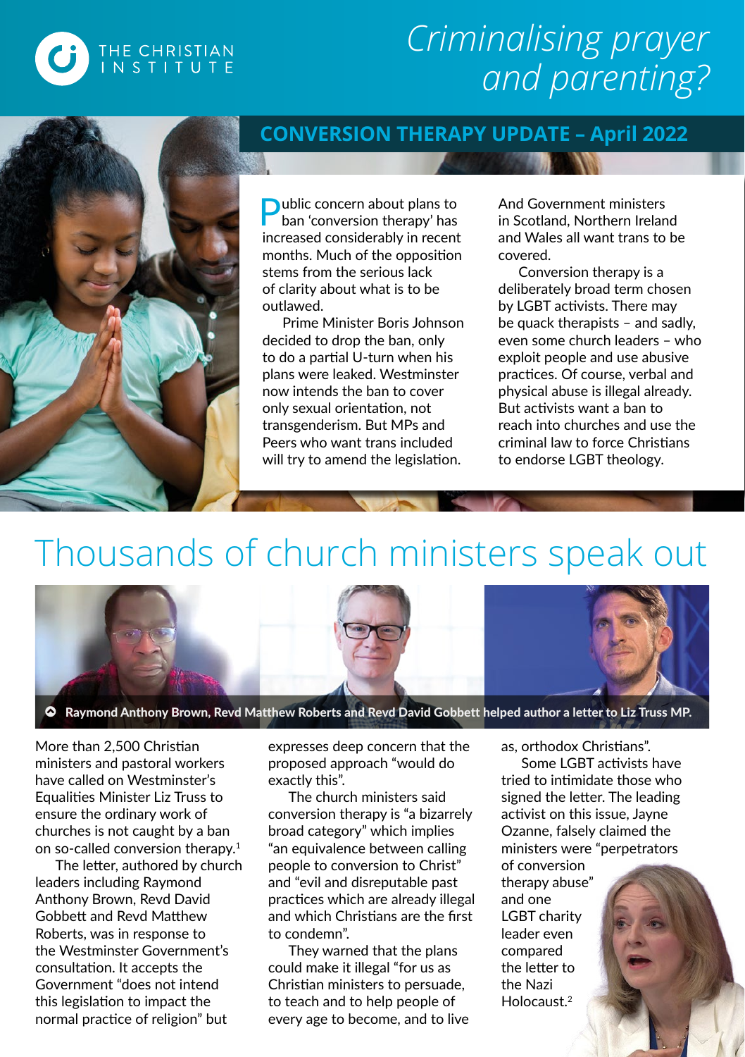THE CHRISTIAN INSTITUTE

# *Criminalising prayer and parenting?*

## CONVERSION THERAPY UPDATE – April 2022

Public concern about plans to ban 'conversion therapy' has increased considerably in recent months. Much of the opposition stems from the serious lack of clarity about what is to be outlawed.

Prime Minister Boris Johnson decided to drop the ban, only to do a partial U-turn when his plans were leaked. Westminster now intends the ban to cover only sexual orientation, not transgenderism. But MPs and Peers who want trans included will try to amend the legislation. And Government ministers in Scotland, Northern Ireland and Wales all want trans to be covered.

Conversion therapy is a deliberately broad term chosen by LGBT activists. There may be quack therapists – and sadly, even some church leaders – who exploit people and use abusive practices. Of course, verbal and physical abuse is illegal already. But activists want a ban to reach into churches and use the criminal law to force Christians to endorse LGBT theology.

# Thousands of church ministers speak out

**Raymond Anthony Brown, Revd Matthew Roberts and Revd David Gobbett helped author a letter to Liz Truss MP.**

More than 2,500 Christian ministers and pastoral workers have called on Westminster's Equalities Minister Liz Truss to ensure the ordinary work of churches is not caught by a ban on so-called conversion therapy.[1]

The letter, authored by church leaders including Raymond Anthony Brown, Revd David Gobbett and Revd Matthew Roberts, was in response to the Westminster Government's consultation. It accepts the Government "does not intend this legislation to impact the normal practice of religion" but expresses deep concern that the proposed approach "would do exactly this".

The church ministers said conversion therapy is "a bizarrely broad category" which implies "an equivalence between calling people to conversion to Christ" and "evil and disreputable past practices which are already illegal and which Christians are the first to condemn".

They warned that the plans could make it illegal "for us as Christian ministers to persuade, to teach and to help people of every age to become, and to live as, orthodox Christians".

Some LGBT activists have tried to intimidate those who signed the letter. The leading activist on this issue, Jayne Ozanne, falsely claimed the ministers were "perpetrators of conversion therapy abuse" and one LGBT charity leader even compared the letter to the Nazi Holocaust.[2]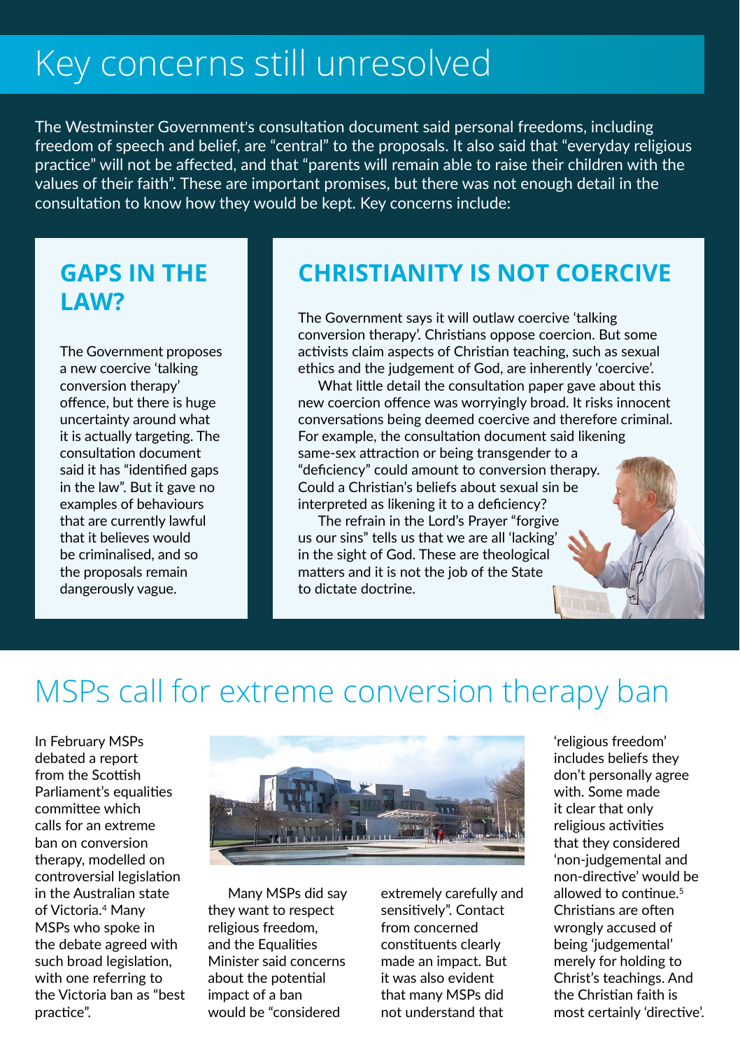# Key concerns still unresolved

The Westminster Government's consultation document said personal freedoms, including freedom of speech and belief, are "central" to the proposals. It also said that "everyday religious practice" will not be affected, and that "parents will remain able to raise their children with the values of their faith". These are important promises, but there was not enough detail in the consultation to know how they would be kept. Key concerns include:

## GAPS IN THE LAW?

The Government proposes a new coercive 'talking conversion therapy' offence, but there is huge uncertainty around what it is actually targeting. The consultation document said it has "identified gaps in the law". But it gave no examples of behaviours that are currently lawful that it believes would be criminalised, and so the proposals remain dangerously vague.

## CHRISTIANITY IS NOT COERCIVE

The Government says it will outlaw coercive 'talking conversion therapy'. Christians oppose coercion. But some activists claim aspects of Christian teaching, such as sexual ethics and the judgement of God, are inherently 'coercive'.

What little detail the consultation paper gave about this new coercion offence was worryingly broad. It risks innocent conversations being deemed coercive and therefore criminal. For example, the consultation document said likening same-sex attraction or being transgender to a "deficiency" could amount to conversion therapy. Could a Christian's beliefs about sexual sin be interpreted as likening it to a deficiency?

The refrain in the Lord's Prayer "forgive us our sins" tells us that we are all 'lacking' in the sight of God. These are theological matters and it is not the job of the State to dictate doctrine.

# MSPs call for extreme conversion therapy ban

In February MSPs debated a report from the Scottish Parliament's equalities committee which calls for an extreme ban on conversion therapy, modelled on controversial legislation in the Australian state of Victoria.[4] Many MSPs who spoke in the debate agreed with such broad legislation, with one referring to the Victoria ban as "best practice".

Many MSPs did say they want to respect religious freedom, and the Equalities Minister said concerns about the potential impact of a ban would be "considered extremely carefully and sensitively". Contact from concerned constituents clearly made an impact. But it was also evident that many MSPs did not understand that 'religious freedom' includes beliefs they don't personally agree with. Some made it clear that only religious activities that they considered 'non-judgemental and non-directive' would be allowed to continue.[5] Christians are often wrongly accused of being 'judgemental' merely for holding to Christ's teachings. And the Christian faith is most certainly 'directive'.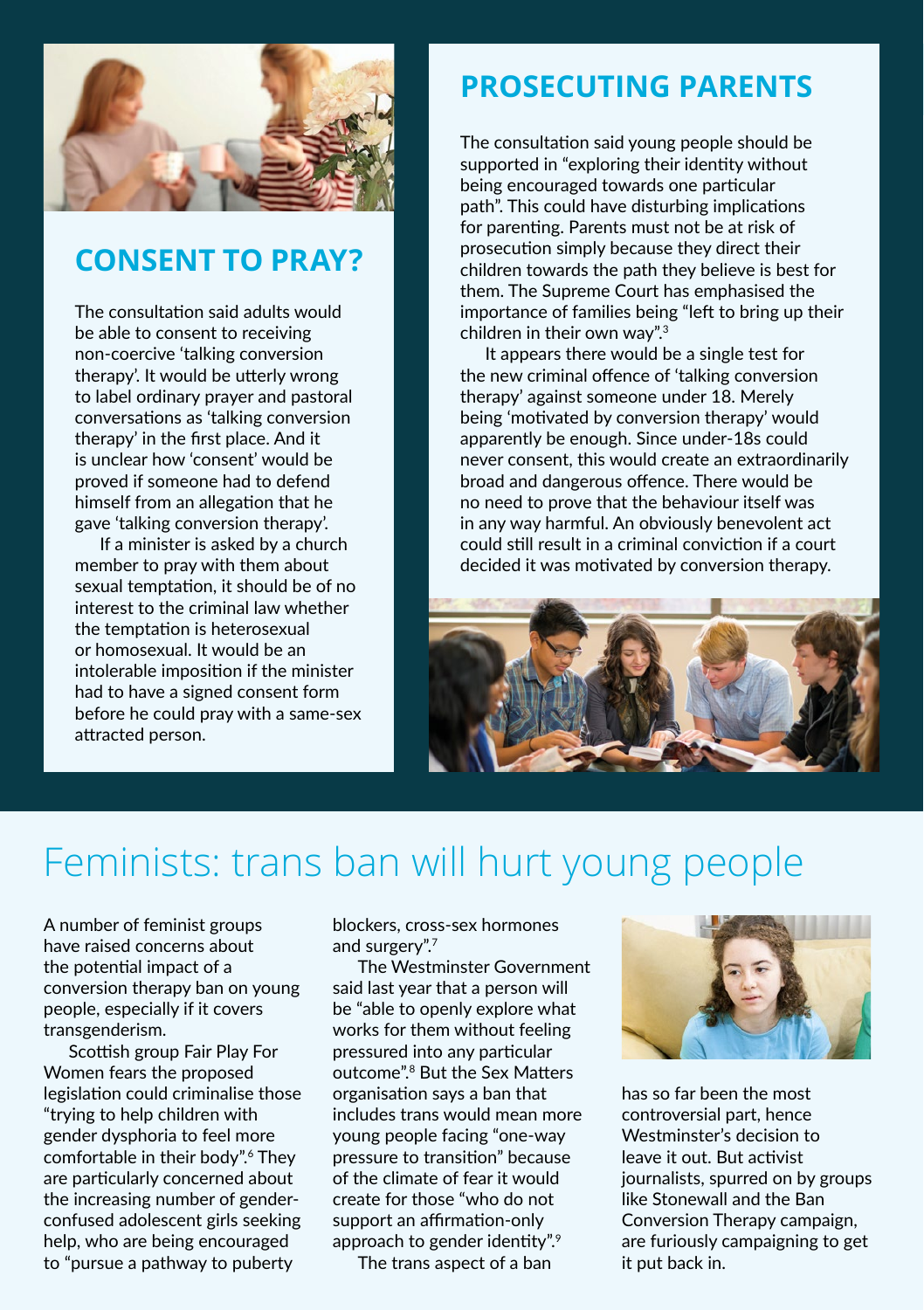## CONSENT TO PRAY?

The consultation said adults would be able to consent to receiving non-coercive 'talking conversion therapy'. It would be utterly wrong to label ordinary prayer and pastoral conversations as 'talking conversion therapy' in the first place. And it is unclear how 'consent' would be proved if someone had to defend himself from an allegation that he gave 'talking conversion therapy'.

If a minister is asked by a church member to pray with them about sexual temptation, it should be of no interest to the criminal law whether the temptation is heterosexual or homosexual. It would be an intolerable imposition if the minister had to have a signed consent form before he could pray with a same-sex attracted person.

## PROSECUTING PARENTS

The consultation said young people should be supported in "exploring their identity without being encouraged towards one particular path". This could have disturbing implications for parenting. Parents must not be at risk of prosecution simply because they direct their children towards the path they believe is best for them. The Supreme Court has emphasised the importance of families being "left to bring up their children in their own way".[3]

It appears there would be a single test for the new criminal offence of 'talking conversion therapy' against someone under 18. Merely being 'motivated by conversion therapy' would apparently be enough. Since under-18s could never consent, this would create an extraordinarily broad and dangerous offence. There would be no need to prove that the behaviour itself was in any way harmful. An obviously benevolent act could still result in a criminal conviction if a court decided it was motivated by conversion therapy.

# Feminists: trans ban will hurt young people

A number of feminist groups have raised concerns about the potential impact of a conversion therapy ban on young people, especially if it covers transgenderism.

Scottish group Fair Play For Women fears the proposed legislation could criminalise those "trying to help children with gender dysphoria to feel more comfortable in their body".[6] They are particularly concerned about the increasing number of gender-confused adolescent girls seeking help, who are being encouraged to "pursue a pathway to puberty blockers, cross-sex hormones and surgery".[7]

The Westminster Government said last year that a person will be "able to openly explore what works for them without feeling pressured into any particular outcome".[8] But the Sex Matters organisation says a ban that includes trans would mean more young people facing "one-way pressure to transition" because of the climate of fear it would create for those "who do not support an affirmation-only approach to gender identity".[9]

The trans aspect of a ban has so far been the most controversial part, hence Westminster's decision to leave it out. But activist journalists, spurred on by groups like Stonewall and the Ban Conversion Therapy campaign, are furiously campaigning to get it put back in.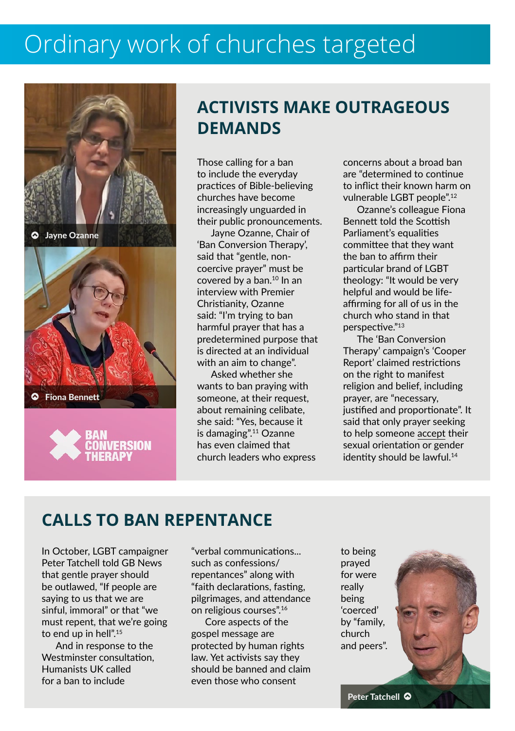# Ordinary work of churches targeted

Jayne Ozanne

Fiona Bennett

BAN CONVERSION THERAPY

## ACTIVISTS MAKE OUTRAGEOUS DEMANDS

Those calling for a ban to include the everyday practices of Bible-believing churches have become increasingly unguarded in their public pronouncements.

Jayne Ozanne, Chair of 'Ban Conversion Therapy', said that "gentle, non-coercive prayer" must be covered by a ban.[10] In an interview with Premier Christianity, Ozanne said: "I'm trying to ban harmful prayer that has a predetermined purpose that is directed at an individual with an aim to change".

Asked whether she wants to ban praying with someone, at their request, about remaining celibate, she said: "Yes, because it is damaging".[11] Ozanne has even claimed that church leaders who express concerns about a broad ban are "determined to continue to inflict their known harm on vulnerable LGBT people".[12]

Ozanne's colleague Fiona Bennett told the Scottish Parliament's equalities committee that they want the ban to affirm their particular brand of LGBT theology: "It would be very helpful and would be life-affirming for all of us in the church who stand in that perspective."[13]

The 'Ban Conversion Therapy' campaign's 'Cooper Report' claimed restrictions on the right to manifest religion and belief, including prayer, are "necessary, justified and proportionate". It said that only prayer seeking to help someone <u>accept</u> their sexual orientation or gender identity should be lawful.[14]

## CALLS TO BAN REPENTANCE

In October, LGBT campaigner Peter Tatchell told GB News that gentle prayer should be outlawed, "If people are saying to us that we are sinful, immoral" or that "we must repent, that we're going to end up in hell".[15]

And in response to the Westminster consultation, Humanists UK called for a ban to include "verbal communications... such as confessions/repentances" along with "faith declarations, fasting, pilgrimages, and attendance on religious courses".[16]

Core aspects of the gospel message are protected by human rights law. Yet activists say they should be banned and claim even those who consent to being prayed for were really being 'coerced' by "family, church and peers".

Peter Tatchell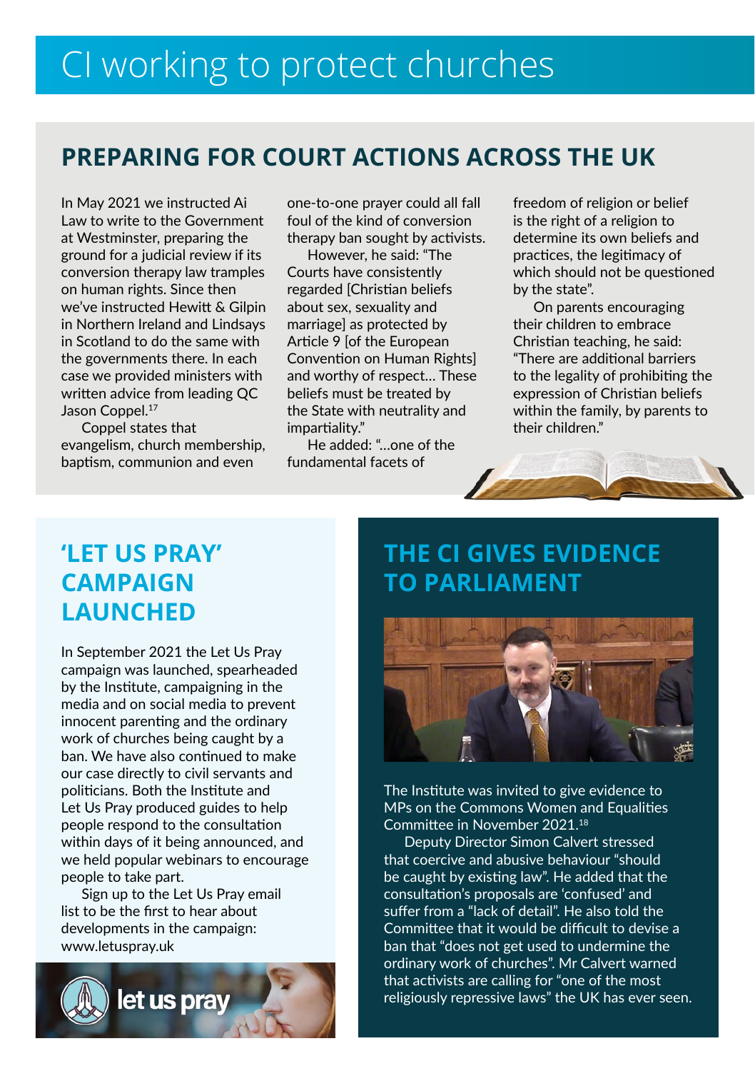# CI working to protect churches

## PREPARING FOR COURT ACTIONS ACROSS THE UK

In May 2021 we instructed Ai Law to write to the Government at Westminster, preparing the ground for a judicial review if its conversion therapy law tramples on human rights. Since then we've instructed Hewitt & Gilpin in Northern Ireland and Lindsays in Scotland to do the same with the governments there. In each case we provided ministers with written advice from leading QC Jason Coppel.[17]

Coppel states that evangelism, church membership, baptism, communion and even one-to-one prayer could all fall foul of the kind of conversion therapy ban sought by activists.

However, he said: "The Courts have consistently regarded [Christian beliefs about sex, sexuality and marriage] as protected by Article 9 [of the European Convention on Human Rights] and worthy of respect... These beliefs must be treated by the State with neutrality and impartiality."

He added: "...one of the fundamental facets of freedom of religion or belief is the right of a religion to determine its own beliefs and practices, the legitimacy of which should not be questioned by the state".

On parents encouraging their children to embrace Christian teaching, he said: "There are additional barriers to the legality of prohibiting the expression of Christian beliefs within the family, by parents to their children."

## 'LET US PRAY' CAMPAIGN LAUNCHED

In September 2021 the Let Us Pray campaign was launched, spearheaded by the Institute, campaigning in the media and on social media to prevent innocent parenting and the ordinary work of churches being caught by a ban. We have also continued to make our case directly to civil servants and politicians. Both the Institute and Let Us Pray produced guides to help people respond to the consultation within days of it being announced, and we held popular webinars to encourage people to take part.

Sign up to the Let Us Pray email list to be the first to hear about developments in the campaign: www.letuspray.uk

## THE CI GIVES EVIDENCE TO PARLIAMENT

The Institute was invited to give evidence to MPs on the Commons Women and Equalities Committee in November 2021.[18]

Deputy Director Simon Calvert stressed that coercive and abusive behaviour "should be caught by existing law". He added that the consultation's proposals are 'confused' and suffer from a "lack of detail". He also told the Committee that it would be difficult to devise a ban that "does not get used to undermine the ordinary work of churches". Mr Calvert warned that activists are calling for "one of the most religiously repressive laws" the UK has ever seen.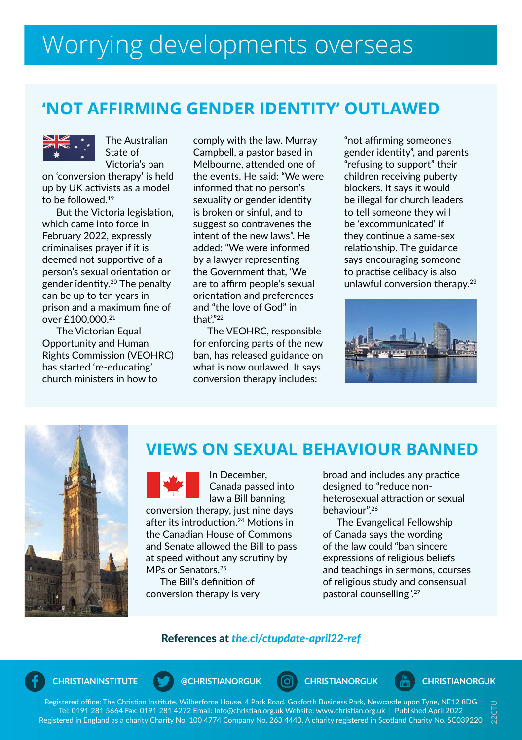# Worrying developments overseas

## 'NOT AFFIRMING GENDER IDENTITY' OUTLAWED

The Australian State of Victoria's ban on 'conversion therapy' is held up by UK activists as a model to be followed.[19]

But the Victoria legislation, which came into force in February 2022, expressly criminalises prayer if it is deemed not supportive of a person's sexual orientation or gender identity.[20] The penalty can be up to ten years in prison and a maximum fine of over £100,000.[21]

The Victorian Equal Opportunity and Human Rights Commission (VEOHRC) has started 're-educating' church ministers in how to comply with the law. Murray Campbell, a pastor based in Melbourne, attended one of the events. He said: "We were informed that no person's sexuality or gender identity is broken or sinful, and to suggest so contravenes the intent of the new laws". He added: "We were informed by a lawyer representing the Government that, 'We are to affirm people's sexual orientation and preferences and "the love of God" in that'."[22]

The VEOHRC, responsible for enforcing parts of the new ban, has released guidance on what is now outlawed. It says conversion therapy includes: "not affirming someone's gender identity", and parents "refusing to support" their children receiving puberty blockers. It says it would be illegal for church leaders to tell someone they will be 'excommunicated' if they continue a same-sex relationship. The guidance says encouraging someone to practise celibacy is also unlawful conversion therapy.[23]

## VIEWS ON SEXUAL BEHAVIOUR BANNED

In December, Canada passed into law a Bill banning conversion therapy, just nine days after its introduction.[24] Motions in the Canadian House of Commons and Senate allowed the Bill to pass at speed without any scrutiny by MPs or Senators.[25]

The Bill's definition of conversion therapy is very broad and includes any practice designed to "reduce non-heterosexual attraction or sexual behaviour".[26]

The Evangelical Fellowship of Canada says the wording of the law could "ban sincere expressions of religious beliefs and teachings in sermons, courses of religious study and consensual pastoral counselling".[27]

**References at *the.ci/ctupdate-april22-ref***

CHRISTIANINSTITUTE @CHRISTIANORGUK CHRISTIANORGUK CHRISTIANORGUK

Registered office: The Christian Institute, Wilberforce House, 4 Park Road, Gosforth Business Park, Newcastle upon Tyne, NE12 8DG
Tel: 0191 281 5664 Fax: 0191 281 4272 Email: info@christian.org.uk Website: www.christian.org.uk | Published April 2022
Registered in England as a charity Charity No. 100 4774 Company No. 263 4440. A charity registered in Scotland Charity No. SC039220

22CTU